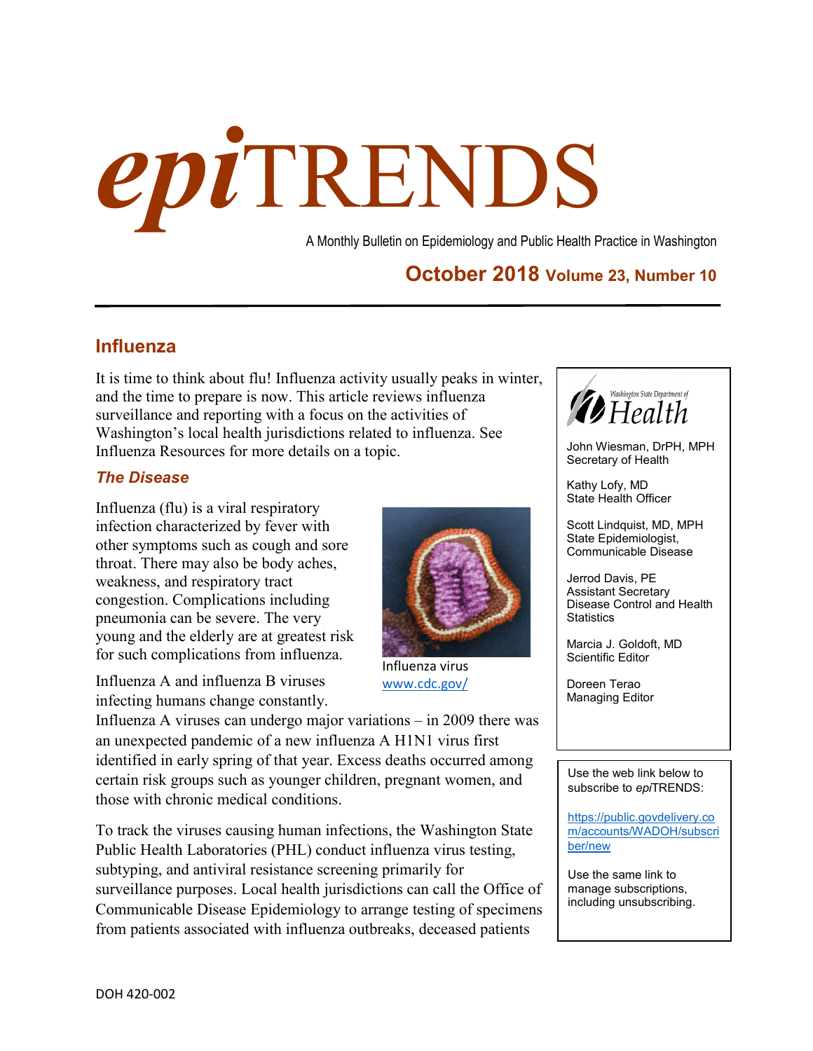# *epi*TRENDS

A Monthly Bulletin on Epidemiology and Public Health Practice in Washington

**October 2018 Volume 23, Number 10**

## Influenza

It is time to think about flu! Influenza activity usually peaks in winter, and the time to prepare is now. This article reviews influenza surveillance and reporting with a focus on the activities of Washington's local health jurisdictions related to influenza. See Influenza Resources for more details on a topic.

### *The Disease*

Influenza (flu) is a viral respiratory infection characterized by fever with other symptoms such as cough and sore throat. There may also be body aches, weakness, and respiratory tract congestion. Complications including pneumonia can be severe. The very young and the elderly are at greatest risk for such complications from influenza.

Influenza virus
www.cdc.gov/

Influenza A and influenza B viruses infecting humans change constantly. Influenza A viruses can undergo major variations – in 2009 there was an unexpected pandemic of a new influenza A H1N1 virus first identified in early spring of that year. Excess deaths occurred among certain risk groups such as younger children, pregnant women, and those with chronic medical conditions.

To track the viruses causing human infections, the Washington State Public Health Laboratories (PHL) conduct influenza virus testing, subtyping, and antiviral resistance screening primarily for surveillance purposes. Local health jurisdictions can call the Office of Communicable Disease Epidemiology to arrange testing of specimens from patients associated with influenza outbreaks, deceased patients

---

Washington State Department of Health

John Wiesman, DrPH, MPH
Secretary of Health

Kathy Lofy, MD
State Health Officer

Scott Lindquist, MD, MPH
State Epidemiologist, Communicable Disease

Jerrod Davis, PE
Assistant Secretary
Disease Control and Health Statistics

Marcia J. Goldoft, MD
Scientific Editor

Doreen Terao
Managing Editor

---

Use the web link below to subscribe to *epi*TRENDS:

https://public.govdelivery.com/accounts/WADOH/subscriber/new

Use the same link to manage subscriptions, including unsubscribing.

DOH 420-002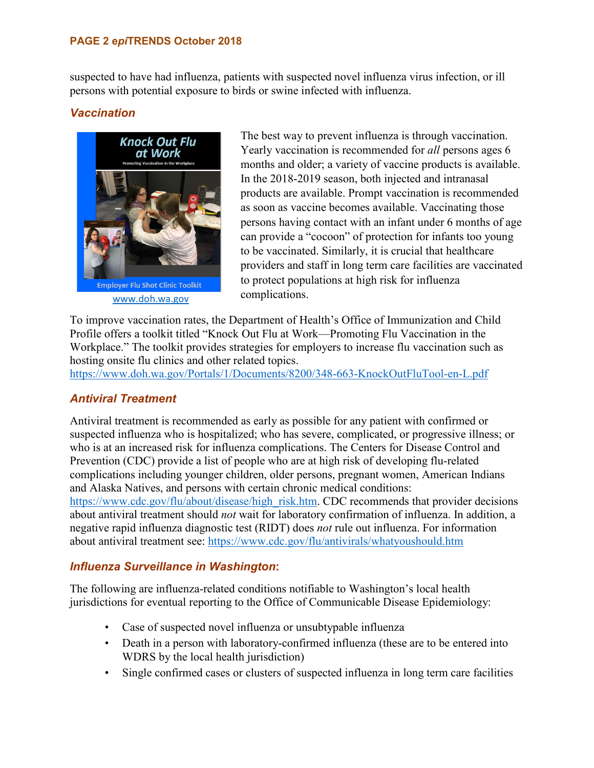suspected to have had influenza, patients with suspected novel influenza virus infection, or ill persons with potential exposure to birds or swine infected with influenza.

### *Vaccination*

Knock Out Flu at Work

Promoting Vaccination in the Workplace

Employer Flu Shot Clinic Toolkit

www.doh.wa.gov

The best way to prevent influenza is through vaccination. Yearly vaccination is recommended for *all* persons ages 6 months and older; a variety of vaccine products is available. In the 2018-2019 season, both injected and intranasal products are available. Prompt vaccination is recommended as soon as vaccine becomes available. Vaccinating those persons having contact with an infant under 6 months of age can provide a "cocoon" of protection for infants too young to be vaccinated. Similarly, it is crucial that healthcare providers and staff in long term care facilities are vaccinated to protect populations at high risk for influenza complications.

To improve vaccination rates, the Department of Health's Office of Immunization and Child Profile offers a toolkit titled "Knock Out Flu at Work—Promoting Flu Vaccination in the Workplace." The toolkit provides strategies for employers to increase flu vaccination such as hosting onsite flu clinics and other related topics.
https://www.doh.wa.gov/Portals/1/Documents/8200/348-663-KnockOutFluTool-en-L.pdf

### *Antiviral Treatment*

Antiviral treatment is recommended as early as possible for any patient with confirmed or suspected influenza who is hospitalized; who has severe, complicated, or progressive illness; or who is at an increased risk for influenza complications. The Centers for Disease Control and Prevention (CDC) provide a list of people who are at high risk of developing flu-related complications including younger children, older persons, pregnant women, American Indians and Alaska Natives, and persons with certain chronic medical conditions: https://www.cdc.gov/flu/about/disease/high_risk.htm. CDC recommends that provider decisions about antiviral treatment should *not* wait for laboratory confirmation of influenza. In addition, a negative rapid influenza diagnostic test (RIDT) does *not* rule out influenza. For information about antiviral treatment see: https://www.cdc.gov/flu/antivirals/whatyoushould.htm

### *Influenza Surveillance in Washington*:

The following are influenza-related conditions notifiable to Washington's local health jurisdictions for eventual reporting to the Office of Communicable Disease Epidemiology:

- Case of suspected novel influenza or unsubtypable influenza
- Death in a person with laboratory-confirmed influenza (these are to be entered into WDRS by the local health jurisdiction)
- Single confirmed cases or clusters of suspected influenza in long term care facilities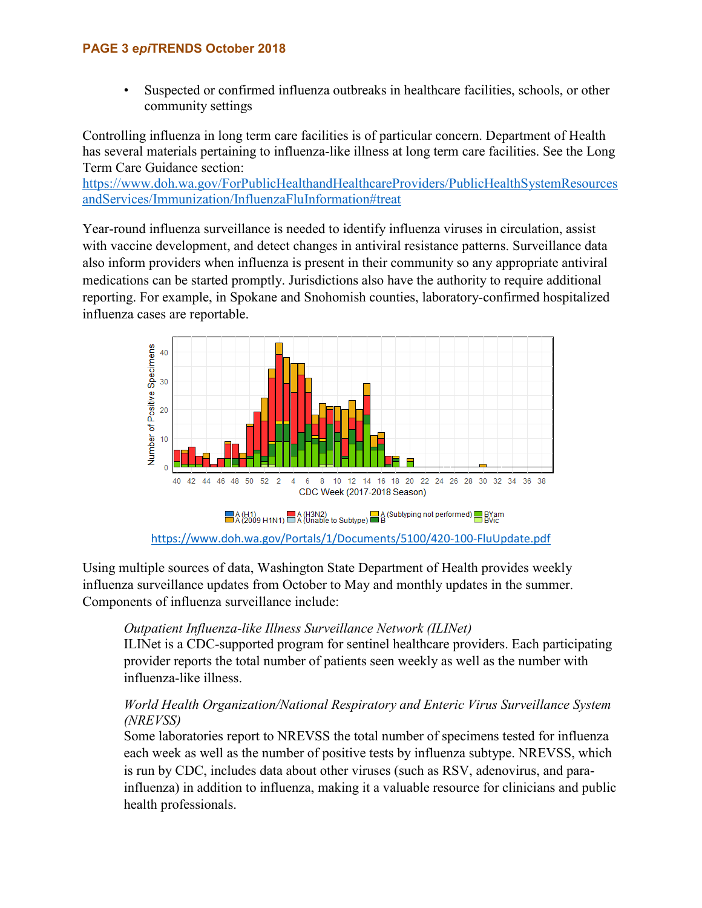- Suspected or confirmed influenza outbreaks in healthcare facilities, schools, or other community settings

Controlling influenza in long term care facilities is of particular concern. Department of Health has several materials pertaining to influenza-like illness at long term care facilities. See the Long Term Care Guidance section: https://www.doh.wa.gov/ForPublicHealthandHealthcareProviders/PublicHealthSystemResourcesandServices/Immunization/InfluenzaFluInformation#treat

Year-round influenza surveillance is needed to identify influenza viruses in circulation, assist with vaccine development, and detect changes in antiviral resistance patterns. Surveillance data also inform providers when influenza is present in their community so any appropriate antiviral medications can be started promptly. Jurisdictions also have the authority to require additional reporting. For example, in Spokane and Snohomish counties, laboratory-confirmed hospitalized influenza cases are reportable.

Number of Positive Specimens
0
10
20
30
40
40 42 44 46 48 50 52 2 4 6 8 10 12 14 16 18 20 22 24 26 28 30 32 34 36 38
CDC Week (2017-2018 Season)

A (H1)
A (2009 H1N1)
A (H3N2)
A (Unable to Subtype)
A (Subtyping not performed)
B
BYam
BVic

https://www.doh.wa.gov/Portals/1/Documents/5100/420-100-FluUpdate.pdf

Using multiple sources of data, Washington State Department of Health provides weekly influenza surveillance updates from October to May and monthly updates in the summer. Components of influenza surveillance include:

> *Outpatient Influenza-like Illness Surveillance Network (ILINet)*
> ILINet is a CDC-supported program for sentinel healthcare providers. Each participating provider reports the total number of patients seen weekly as well as the number with influenza-like illness.
>
> *World Health Organization/National Respiratory and Enteric Virus Surveillance System (NREVSS)*
> Some laboratories report to NREVSS the total number of specimens tested for influenza each week as well as the number of positive tests by influenza subtype. NREVSS, which is run by CDC, includes data about other viruses (such as RSV, adenovirus, and para-influenza) in addition to influenza, making it a valuable resource for clinicians and public health professionals.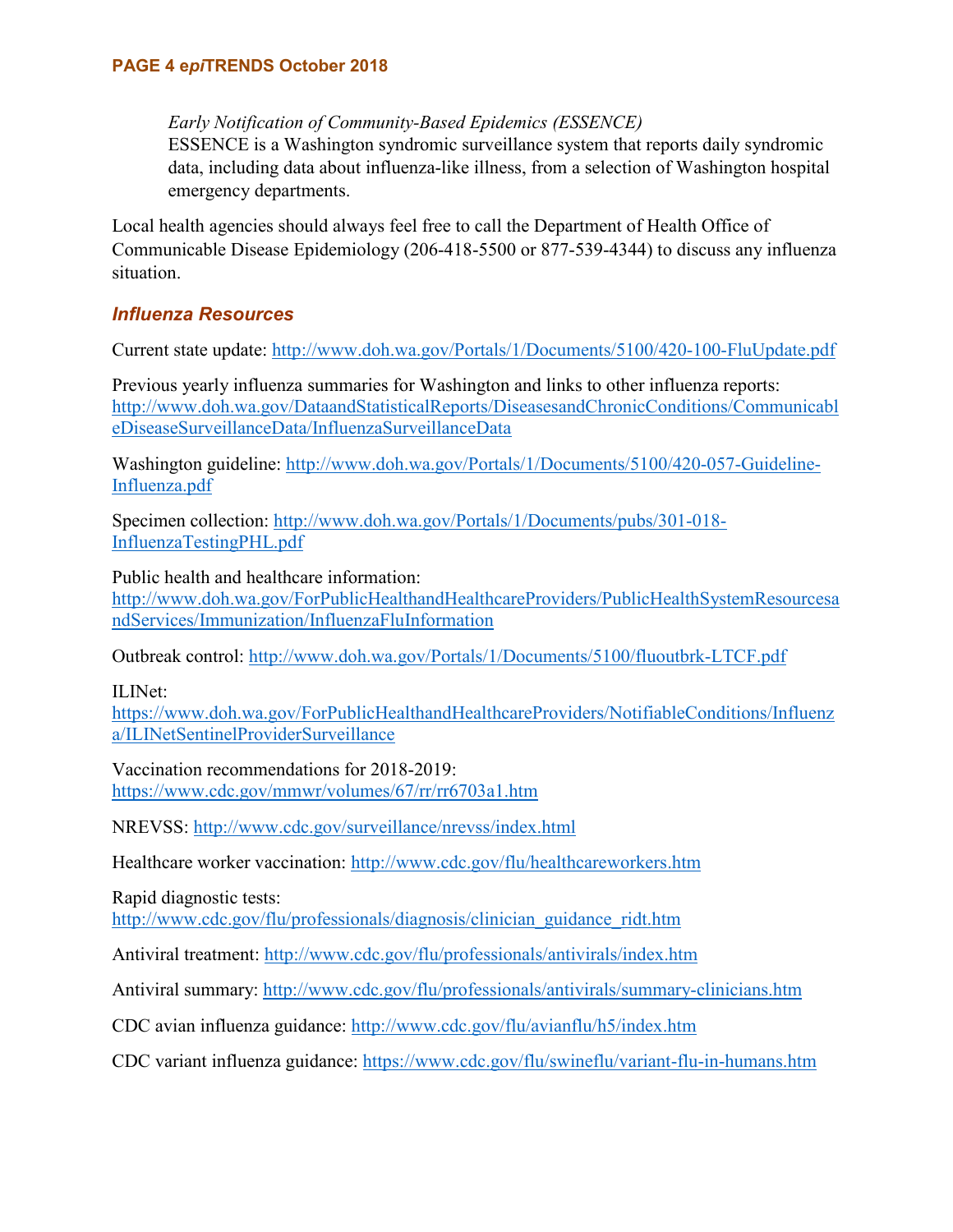*Early Notification of Community-Based Epidemics (ESSENCE)*
ESSENCE is a Washington syndromic surveillance system that reports daily syndromic data, including data about influenza-like illness, from a selection of Washington hospital emergency departments.

Local health agencies should always feel free to call the Department of Health Office of Communicable Disease Epidemiology (206-418-5500 or 877-539-4344) to discuss any influenza situation.

## *Influenza Resources*

Current state update: http://www.doh.wa.gov/Portals/1/Documents/5100/420-100-FluUpdate.pdf

Previous yearly influenza summaries for Washington and links to other influenza reports: http://www.doh.wa.gov/DataandStatisticalReports/DiseasesandChronicConditions/CommunicableDiseaseSurveillanceData/InfluenzaSurveillanceData

Washington guideline: http://www.doh.wa.gov/Portals/1/Documents/5100/420-057-Guideline-Influenza.pdf

Specimen collection: http://www.doh.wa.gov/Portals/1/Documents/pubs/301-018-InfluenzaTestingPHL.pdf

Public health and healthcare information: http://www.doh.wa.gov/ForPublicHealthandHealthcareProviders/PublicHealthSystemResourcesandServices/Immunization/InfluenzaFluInformation

Outbreak control: http://www.doh.wa.gov/Portals/1/Documents/5100/fluoutbrk-LTCF.pdf

ILINet: https://www.doh.wa.gov/ForPublicHealthandHealthcareProviders/NotifiableConditions/Influenza/ILINetSentinelProviderSurveillance

Vaccination recommendations for 2018-2019: https://www.cdc.gov/mmwr/volumes/67/rr/rr6703a1.htm

NREVSS: http://www.cdc.gov/surveillance/nrevss/index.html

Healthcare worker vaccination: http://www.cdc.gov/flu/healthcareworkers.htm

Rapid diagnostic tests: http://www.cdc.gov/flu/professionals/diagnosis/clinician_guidance_ridt.htm

Antiviral treatment: http://www.cdc.gov/flu/professionals/antivirals/index.htm

Antiviral summary: http://www.cdc.gov/flu/professionals/antivirals/summary-clinicians.htm

CDC avian influenza guidance: http://www.cdc.gov/flu/avianflu/h5/index.htm

CDC variant influenza guidance: https://www.cdc.gov/flu/swineflu/variant-flu-in-humans.htm